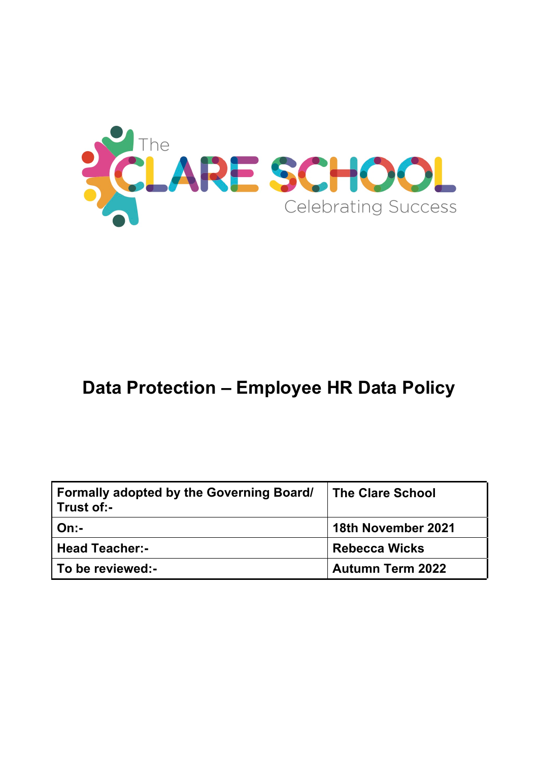The CLARE SCHOOL
Celebrating Success

# Data Protection – Employee HR Data Policy

| Formally adopted by the Governing Board/ Trust of:- | The Clare School |
|---|---|
| On:- | 18th November 2021 |
| Head Teacher:- | Rebecca Wicks |
| To be reviewed:- | Autumn Term 2022 |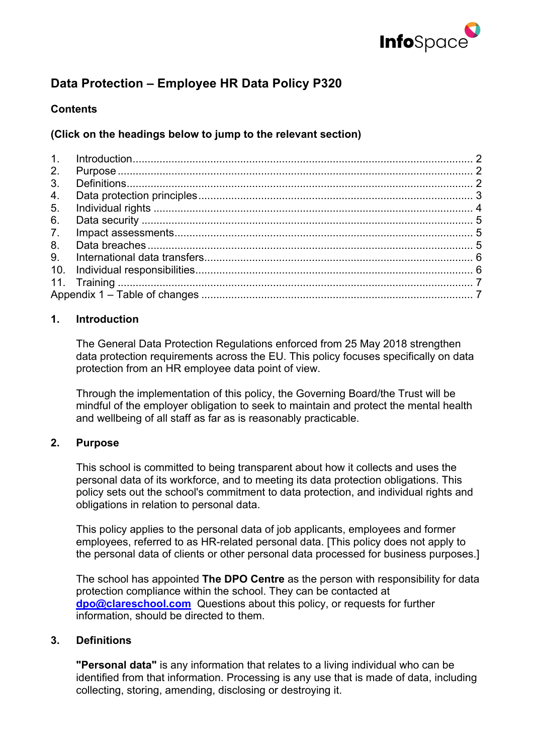# Data Protection – Employee HR Data Policy P320

**Contents**

**(Click on the headings below to jump to the relevant section)**

1. Introduction ........ 2
2. Purpose ........ 2
3. Definitions ........ 2
4. Data protection principles ........ 3
5. Individual rights ........ 4
6. Data security ........ 5
7. Impact assessments ........ 5
8. Data breaches ........ 5
9. International data transfers ........ 6
10. Individual responsibilities ........ 6
11. Training ........ 7

Appendix 1 – Table of changes ........ 7

## 1. Introduction

The General Data Protection Regulations enforced from 25 May 2018 strengthen data protection requirements across the EU. This policy focuses specifically on data protection from an HR employee data point of view.

Through the implementation of this policy, the Governing Board/the Trust will be mindful of the employer obligation to seek to maintain and protect the mental health and wellbeing of all staff as far as is reasonably practicable.

## 2. Purpose

This school is committed to being transparent about how it collects and uses the personal data of its workforce, and to meeting its data protection obligations. This policy sets out the school's commitment to data protection, and individual rights and obligations in relation to personal data.

This policy applies to the personal data of job applicants, employees and former employees, referred to as HR-related personal data. [This policy does not apply to the personal data of clients or other personal data processed for business purposes.]

The school has appointed **The DPO Centre** as the person with responsibility for data protection compliance within the school. They can be contacted at **dpo@clareschool.com** Questions about this policy, or requests for further information, should be directed to them.

## 3. Definitions

**"Personal data"** is any information that relates to a living individual who can be identified from that information. Processing is any use that is made of data, including collecting, storing, amending, disclosing or destroying it.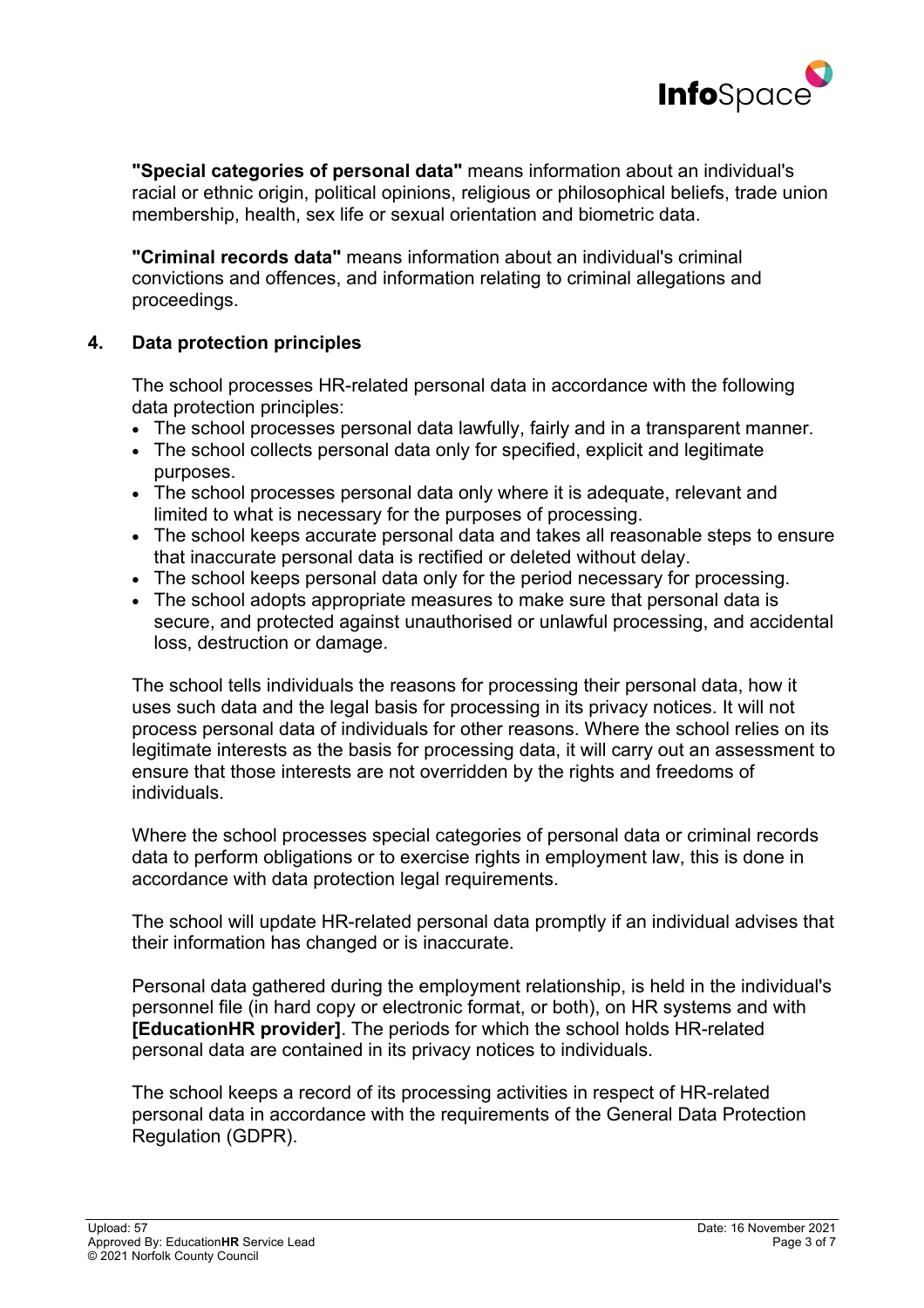**"Special categories of personal data"** means information about an individual's racial or ethnic origin, political opinions, religious or philosophical beliefs, trade union membership, health, sex life or sexual orientation and biometric data.

**"Criminal records data"** means information about an individual's criminal convictions and offences, and information relating to criminal allegations and proceedings.

## 4. Data protection principles

The school processes HR-related personal data in accordance with the following data protection principles:

- The school processes personal data lawfully, fairly and in a transparent manner.
- The school collects personal data only for specified, explicit and legitimate purposes.
- The school processes personal data only where it is adequate, relevant and limited to what is necessary for the purposes of processing.
- The school keeps accurate personal data and takes all reasonable steps to ensure that inaccurate personal data is rectified or deleted without delay.
- The school keeps personal data only for the period necessary for processing.
- The school adopts appropriate measures to make sure that personal data is secure, and protected against unauthorised or unlawful processing, and accidental loss, destruction or damage.

The school tells individuals the reasons for processing their personal data, how it uses such data and the legal basis for processing in its privacy notices. It will not process personal data of individuals for other reasons. Where the school relies on its legitimate interests as the basis for processing data, it will carry out an assessment to ensure that those interests are not overridden by the rights and freedoms of individuals.

Where the school processes special categories of personal data or criminal records data to perform obligations or to exercise rights in employment law, this is done in accordance with data protection legal requirements.

The school will update HR-related personal data promptly if an individual advises that their information has changed or is inaccurate.

Personal data gathered during the employment relationship, is held in the individual's personnel file (in hard copy or electronic format, or both), on HR systems and with **[EducationHR provider]**. The periods for which the school holds HR-related personal data are contained in its privacy notices to individuals.

The school keeps a record of its processing activities in respect of HR-related personal data in accordance with the requirements of the General Data Protection Regulation (GDPR).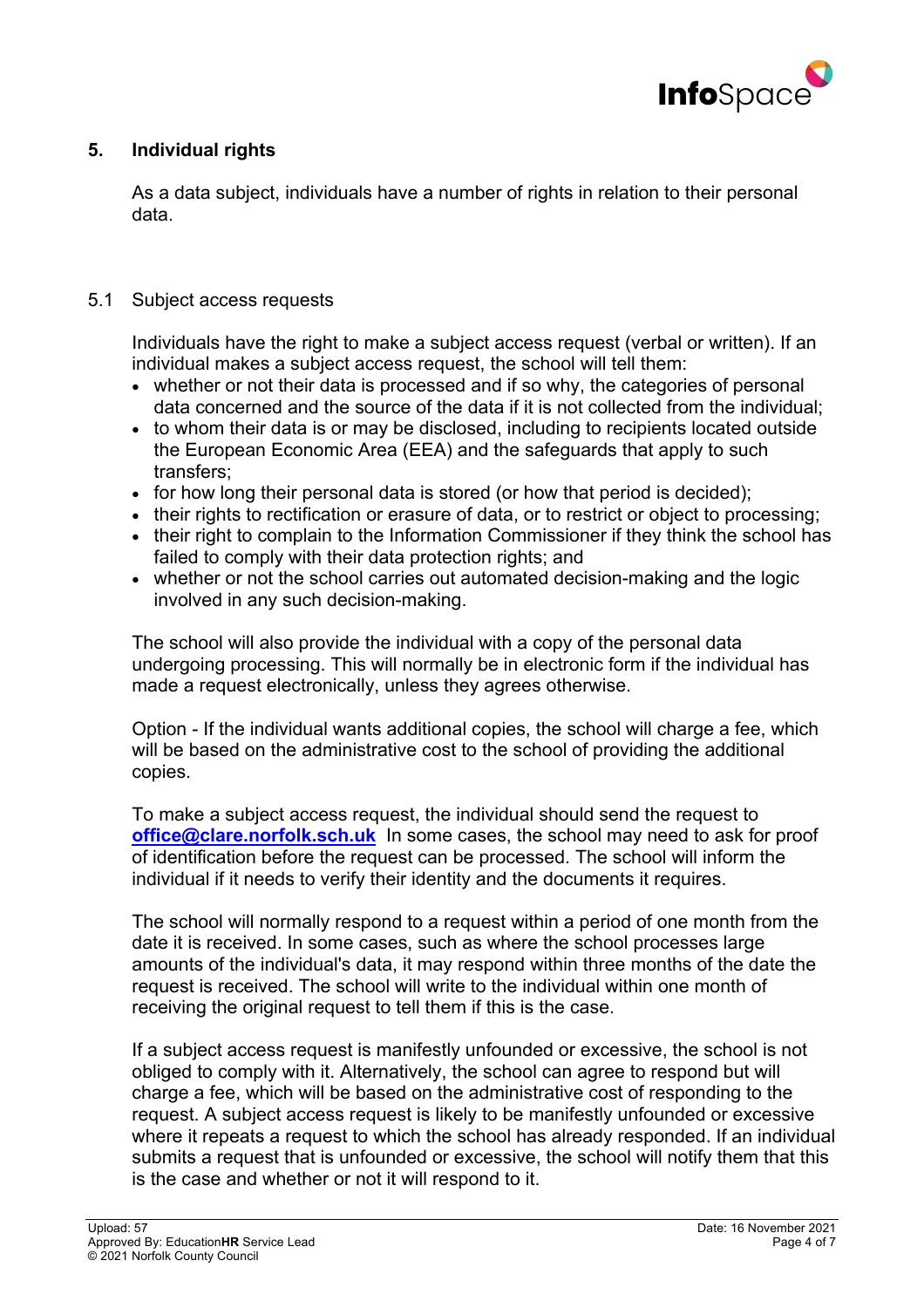## 5. Individual rights

As a data subject, individuals have a number of rights in relation to their personal data.

### 5.1 Subject access requests

Individuals have the right to make a subject access request (verbal or written). If an individual makes a subject access request, the school will tell them:

- whether or not their data is processed and if so why, the categories of personal data concerned and the source of the data if it is not collected from the individual;
- to whom their data is or may be disclosed, including to recipients located outside the European Economic Area (EEA) and the safeguards that apply to such transfers;
- for how long their personal data is stored (or how that period is decided);
- their rights to rectification or erasure of data, or to restrict or object to processing;
- their right to complain to the Information Commissioner if they think the school has failed to comply with their data protection rights; and
- whether or not the school carries out automated decision-making and the logic involved in any such decision-making.

The school will also provide the individual with a copy of the personal data undergoing processing. This will normally be in electronic form if the individual has made a request electronically, unless they agrees otherwise.

Option - If the individual wants additional copies, the school will charge a fee, which will be based on the administrative cost to the school of providing the additional copies.

To make a subject access request, the individual should send the request to **office@clare.norfolk.sch.uk** In some cases, the school may need to ask for proof of identification before the request can be processed. The school will inform the individual if it needs to verify their identity and the documents it requires.

The school will normally respond to a request within a period of one month from the date it is received. In some cases, such as where the school processes large amounts of the individual's data, it may respond within three months of the date the request is received. The school will write to the individual within one month of receiving the original request to tell them if this is the case.

If a subject access request is manifestly unfounded or excessive, the school is not obliged to comply with it. Alternatively, the school can agree to respond but will charge a fee, which will be based on the administrative cost of responding to the request. A subject access request is likely to be manifestly unfounded or excessive where it repeats a request to which the school has already responded. If an individual submits a request that is unfounded or excessive, the school will notify them that this is the case and whether or not it will respond to it.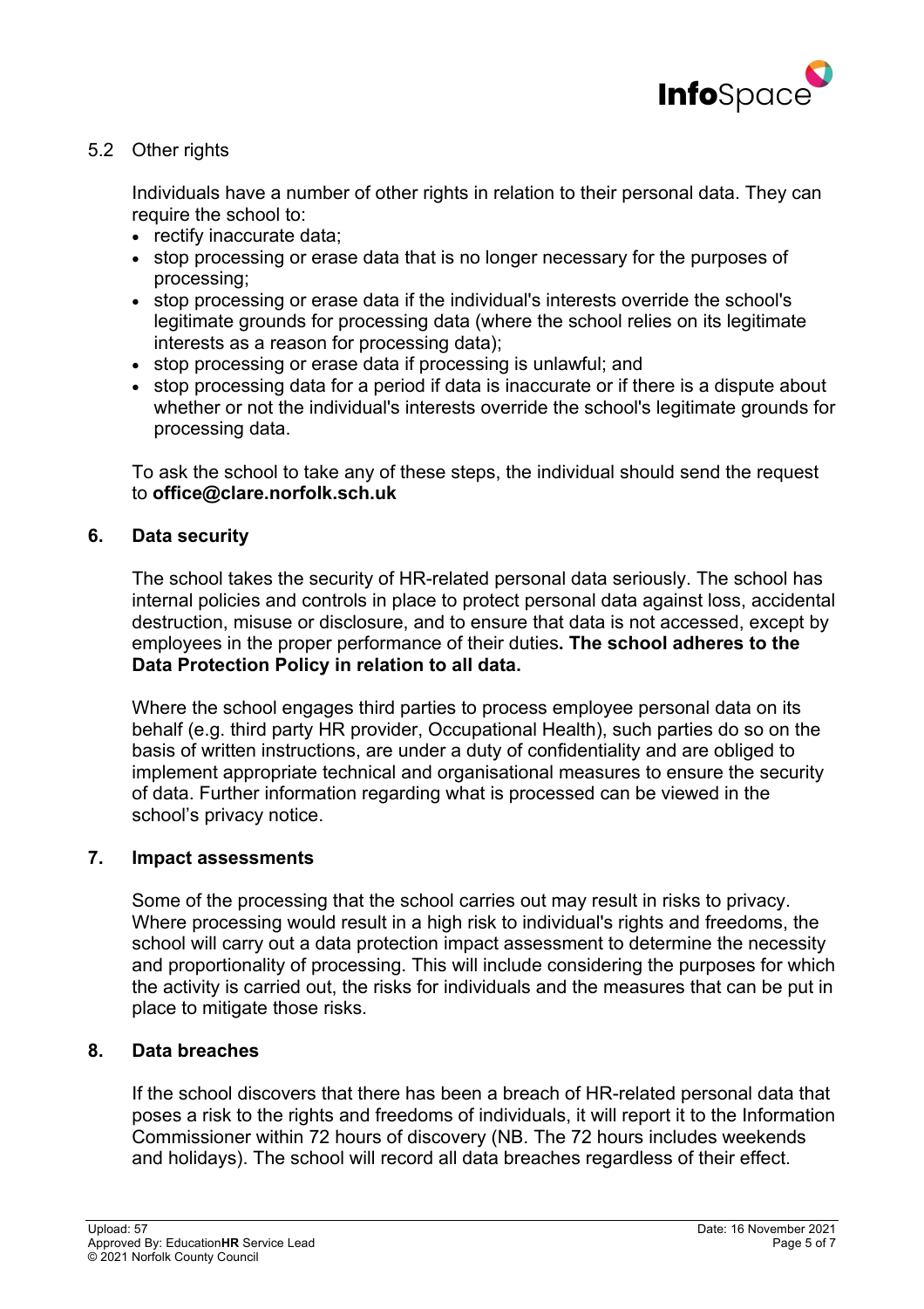### 5.2 Other rights

Individuals have a number of other rights in relation to their personal data. They can require the school to:

- rectify inaccurate data;
- stop processing or erase data that is no longer necessary for the purposes of processing;
- stop processing or erase data if the individual's interests override the school's legitimate grounds for processing data (where the school relies on its legitimate interests as a reason for processing data);
- stop processing or erase data if processing is unlawful; and
- stop processing data for a period if data is inaccurate or if there is a dispute about whether or not the individual's interests override the school's legitimate grounds for processing data.

To ask the school to take any of these steps, the individual should send the request to **office@clare.norfolk.sch.uk**

## 6. Data security

The school takes the security of HR-related personal data seriously. The school has internal policies and controls in place to protect personal data against loss, accidental destruction, misuse or disclosure, and to ensure that data is not accessed, except by employees in the proper performance of their duties**. The school adheres to the Data Protection Policy in relation to all data.**

Where the school engages third parties to process employee personal data on its behalf (e.g. third party HR provider, Occupational Health), such parties do so on the basis of written instructions, are under a duty of confidentiality and are obliged to implement appropriate technical and organisational measures to ensure the security of data. Further information regarding what is processed can be viewed in the school's privacy notice.

## 7. Impact assessments

Some of the processing that the school carries out may result in risks to privacy. Where processing would result in a high risk to individual's rights and freedoms, the school will carry out a data protection impact assessment to determine the necessity and proportionality of processing. This will include considering the purposes for which the activity is carried out, the risks for individuals and the measures that can be put in place to mitigate those risks.

## 8. Data breaches

If the school discovers that there has been a breach of HR-related personal data that poses a risk to the rights and freedoms of individuals, it will report it to the Information Commissioner within 72 hours of discovery (NB. The 72 hours includes weekends and holidays). The school will record all data breaches regardless of their effect.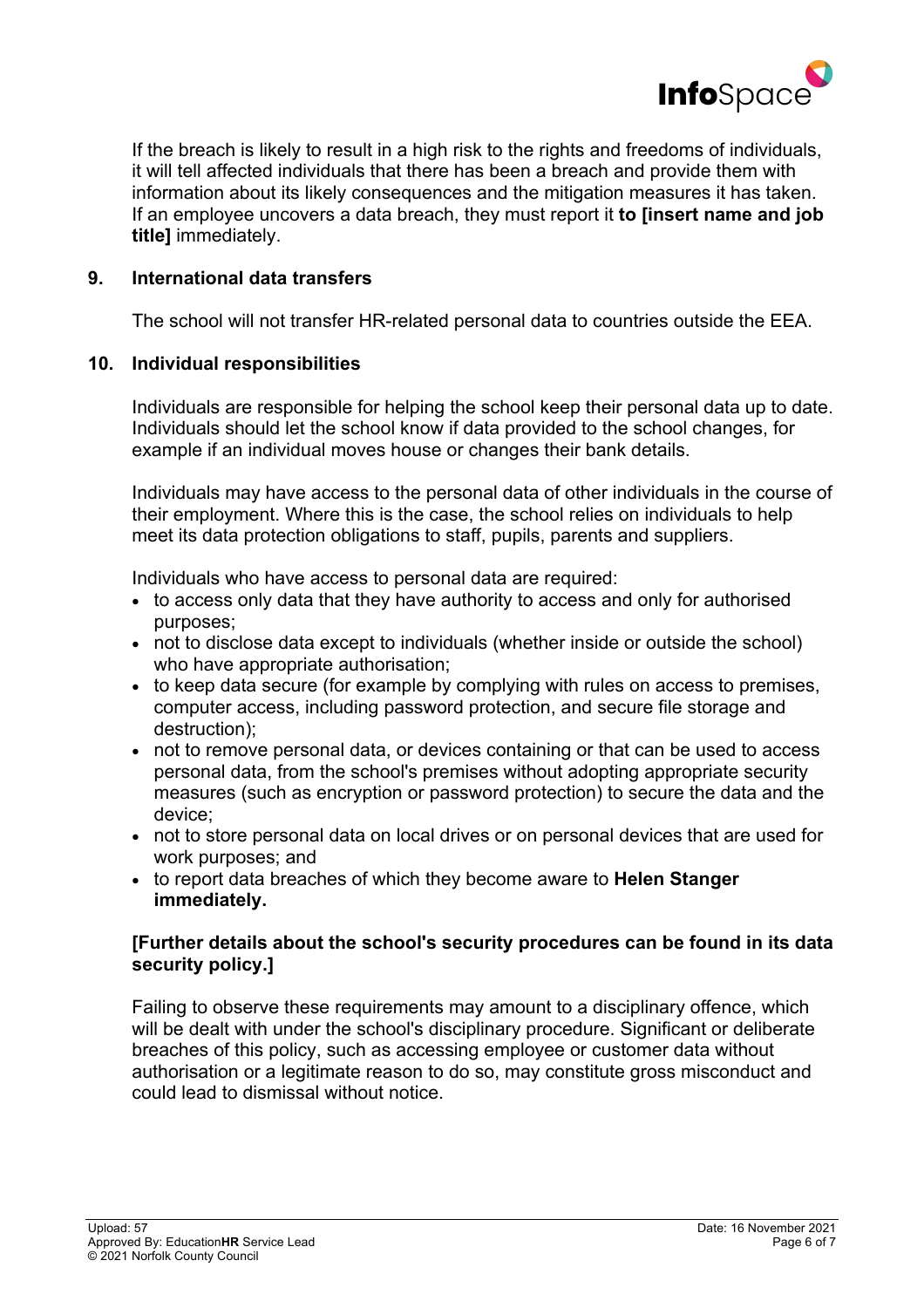If the breach is likely to result in a high risk to the rights and freedoms of individuals, it will tell affected individuals that there has been a breach and provide them with information about its likely consequences and the mitigation measures it has taken. If an employee uncovers a data breach, they must report it **to [insert name and job title]** immediately.

## 9. International data transfers

The school will not transfer HR-related personal data to countries outside the EEA.

## 10. Individual responsibilities

Individuals are responsible for helping the school keep their personal data up to date. Individuals should let the school know if data provided to the school changes, for example if an individual moves house or changes their bank details.

Individuals may have access to the personal data of other individuals in the course of their employment. Where this is the case, the school relies on individuals to help meet its data protection obligations to staff, pupils, parents and suppliers.

Individuals who have access to personal data are required:

- to access only data that they have authority to access and only for authorised purposes;
- not to disclose data except to individuals (whether inside or outside the school) who have appropriate authorisation;
- to keep data secure (for example by complying with rules on access to premises, computer access, including password protection, and secure file storage and destruction);
- not to remove personal data, or devices containing or that can be used to access personal data, from the school's premises without adopting appropriate security measures (such as encryption or password protection) to secure the data and the device;
- not to store personal data on local drives or on personal devices that are used for work purposes; and
- to report data breaches of which they become aware to **Helen Stanger immediately.**

**[Further details about the school's security procedures can be found in its data security policy.]**

Failing to observe these requirements may amount to a disciplinary offence, which will be dealt with under the school's disciplinary procedure. Significant or deliberate breaches of this policy, such as accessing employee or customer data without authorisation or a legitimate reason to do so, may constitute gross misconduct and could lead to dismissal without notice.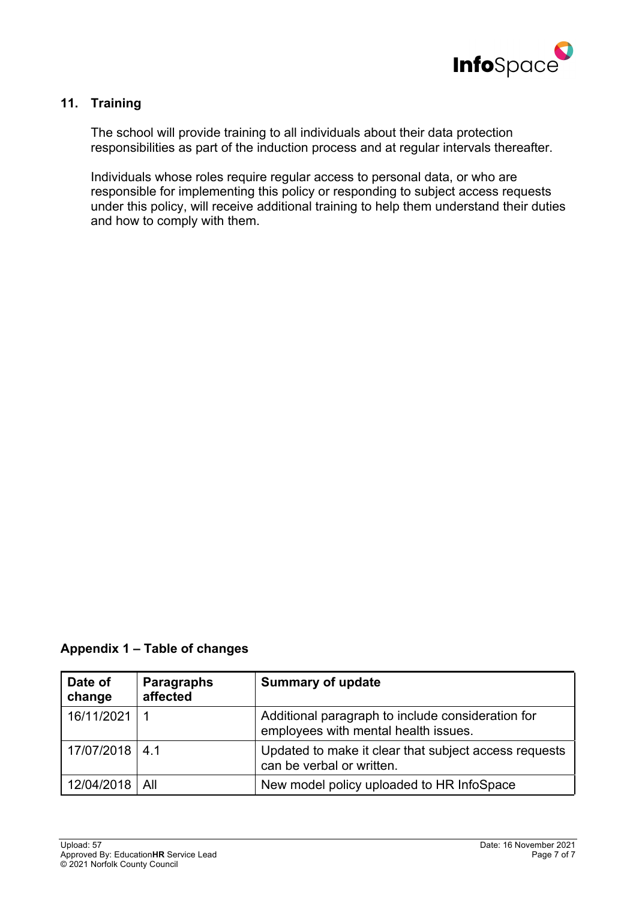## 11. Training

The school will provide training to all individuals about their data protection responsibilities as part of the induction process and at regular intervals thereafter.

Individuals whose roles require regular access to personal data, or who are responsible for implementing this policy or responding to subject access requests under this policy, will receive additional training to help them understand their duties and how to comply with them.

## Appendix 1 – Table of changes

| Date of change | Paragraphs affected | Summary of update |
|---|---|---|
| 16/11/2021 | 1 | Additional paragraph to include consideration for employees with mental health issues. |
| 17/07/2018 | 4.1 | Updated to make it clear that subject access requests can be verbal or written. |
| 12/04/2018 | All | New model policy uploaded to HR InfoSpace |